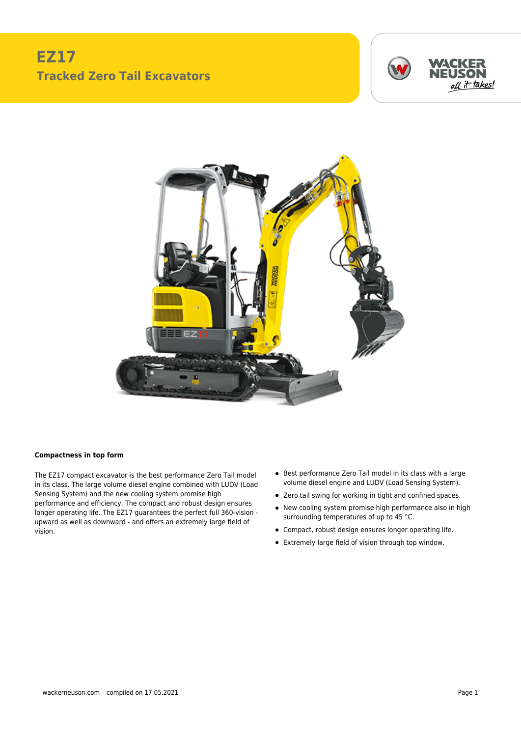# EZ17

## Tracked Zero Tail Excavators

### Compactness in top form

The EZ17 compact excavator is the best performance Zero Tail model in its class. The large volume diesel engine combined with LUDV (Load Sensing System) and the new cooling system promise high performance and efficiency. The compact and robust design ensures longer operating life. The EZ17 guarantees the perfect full 360-vision - upward as well as downward - and offers an extremely large field of vision.

- Best performance Zero Tail model in its class with a large volume diesel engine and LUDV (Load Sensing System).
- Zero tail swing for working in tight and confined spaces.
- New cooling system promise high performance also in high surrounding temperatures of up to 45 °C.
- Compact, robust design ensures longer operating life.
- Extremely large field of vision through top window.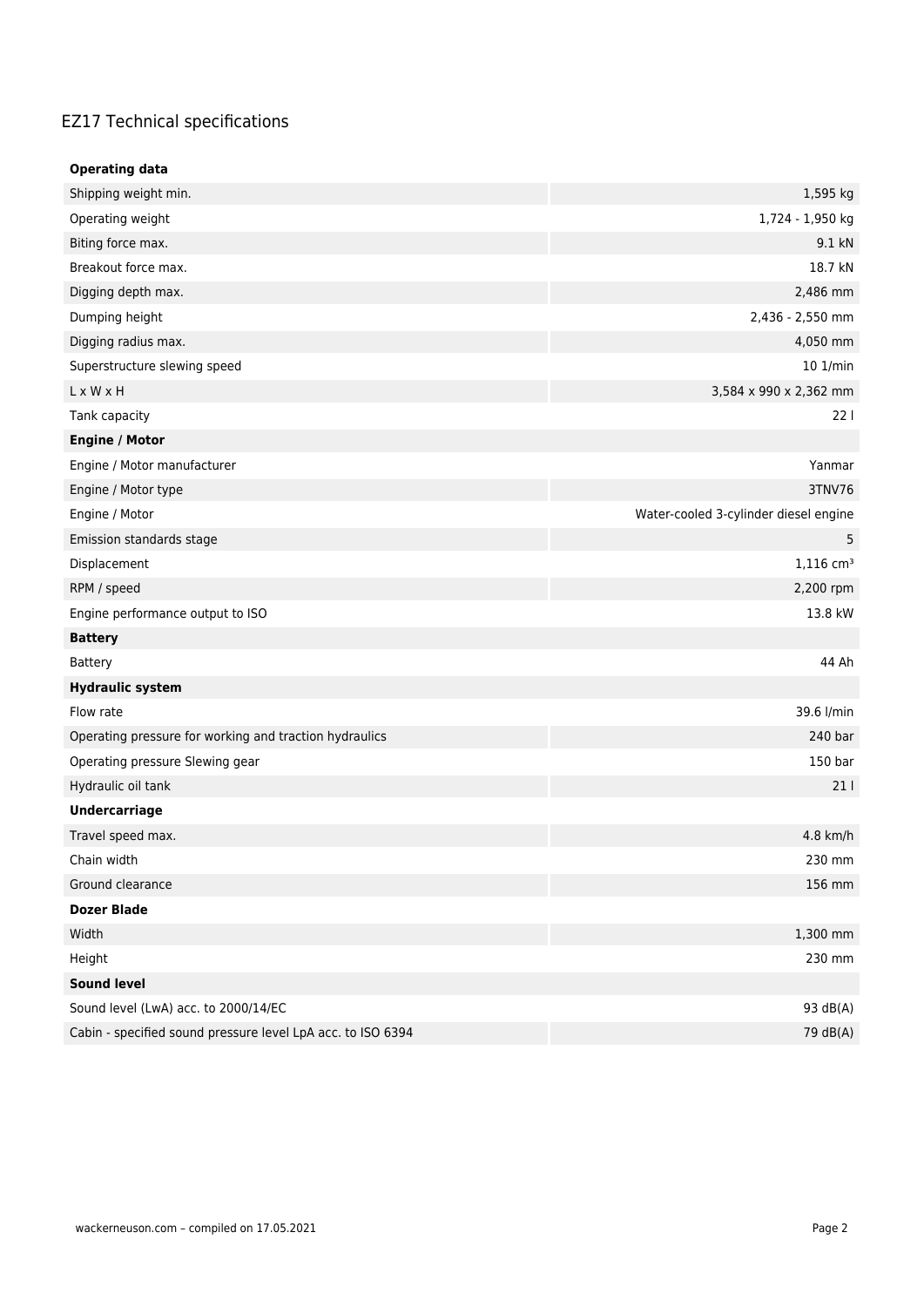# EZ17 Technical specifications

| **Operating data** | |
|---|---|
| Shipping weight min. | 1,595 kg |
| Operating weight | 1,724 - 1,950 kg |
| Biting force max. | 9.1 kN |
| Breakout force max. | 18.7 kN |
| Digging depth max. | 2,486 mm |
| Dumping height | 2,436 - 2,550 mm |
| Digging radius max. | 4,050 mm |
| Superstructure slewing speed | 10 1/min |
| L x W x H | 3,584 x 990 x 2,362 mm |
| Tank capacity | 22 l |
| **Engine / Motor** | |
| Engine / Motor manufacturer | Yanmar |
| Engine / Motor type | 3TNV76 |
| Engine / Motor | Water-cooled 3-cylinder diesel engine |
| Emission standards stage | 5 |
| Displacement | 1,116 cm³ |
| RPM / speed | 2,200 rpm |
| Engine performance output to ISO | 13.8 kW |
| **Battery** | |
| Battery | 44 Ah |
| **Hydraulic system** | |
| Flow rate | 39.6 l/min |
| Operating pressure for working and traction hydraulics | 240 bar |
| Operating pressure Slewing gear | 150 bar |
| Hydraulic oil tank | 21 l |
| **Undercarriage** | |
| Travel speed max. | 4.8 km/h |
| Chain width | 230 mm |
| Ground clearance | 156 mm |
| **Dozer Blade** | |
| Width | 1,300 mm |
| Height | 230 mm |
| **Sound level** | |
| Sound level (LwA) acc. to 2000/14/EC | 93 dB(A) |
| Cabin - specified sound pressure level LpA acc. to ISO 6394 | 79 dB(A) |

wackerneuson.com – compiled on 17.05.2021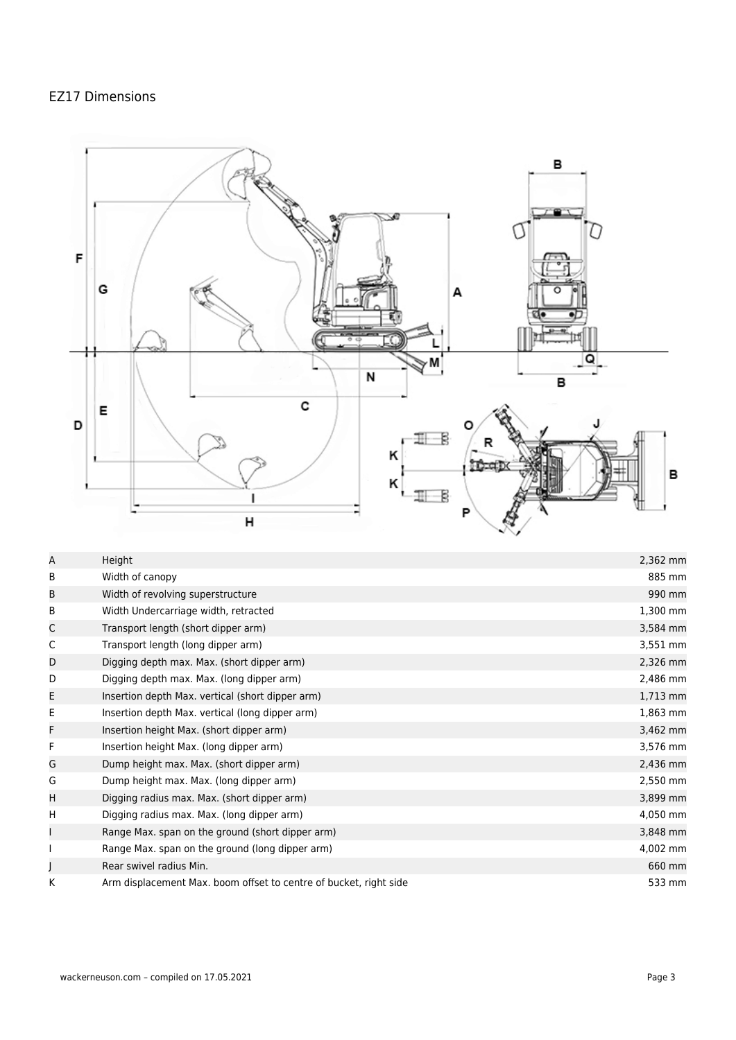## EZ17 Dimensions

| | | |
|---|---|---|
| A | Height | 2,362 mm |
| B | Width of canopy | 885 mm |
| B | Width of revolving superstructure | 990 mm |
| B | Width Undercarriage width, retracted | 1,300 mm |
| C | Transport length (short dipper arm) | 3,584 mm |
| C | Transport length (long dipper arm) | 3,551 mm |
| D | Digging depth max. Max. (short dipper arm) | 2,326 mm |
| D | Digging depth max. Max. (long dipper arm) | 2,486 mm |
| E | Insertion depth Max. vertical (short dipper arm) | 1,713 mm |
| E | Insertion depth Max. vertical (long dipper arm) | 1,863 mm |
| F | Insertion height Max. (short dipper arm) | 3,462 mm |
| F | Insertion height Max. (long dipper arm) | 3,576 mm |
| G | Dump height max. Max. (short dipper arm) | 2,436 mm |
| G | Dump height max. Max. (long dipper arm) | 2,550 mm |
| H | Digging radius max. Max. (short dipper arm) | 3,899 mm |
| H | Digging radius max. Max. (long dipper arm) | 4,050 mm |
| I | Range Max. span on the ground (short dipper arm) | 3,848 mm |
| I | Range Max. span on the ground (long dipper arm) | 4,002 mm |
| J | Rear swivel radius Min. | 660 mm |
| K | Arm displacement Max. boom offset to centre of bucket, right side | 533 mm |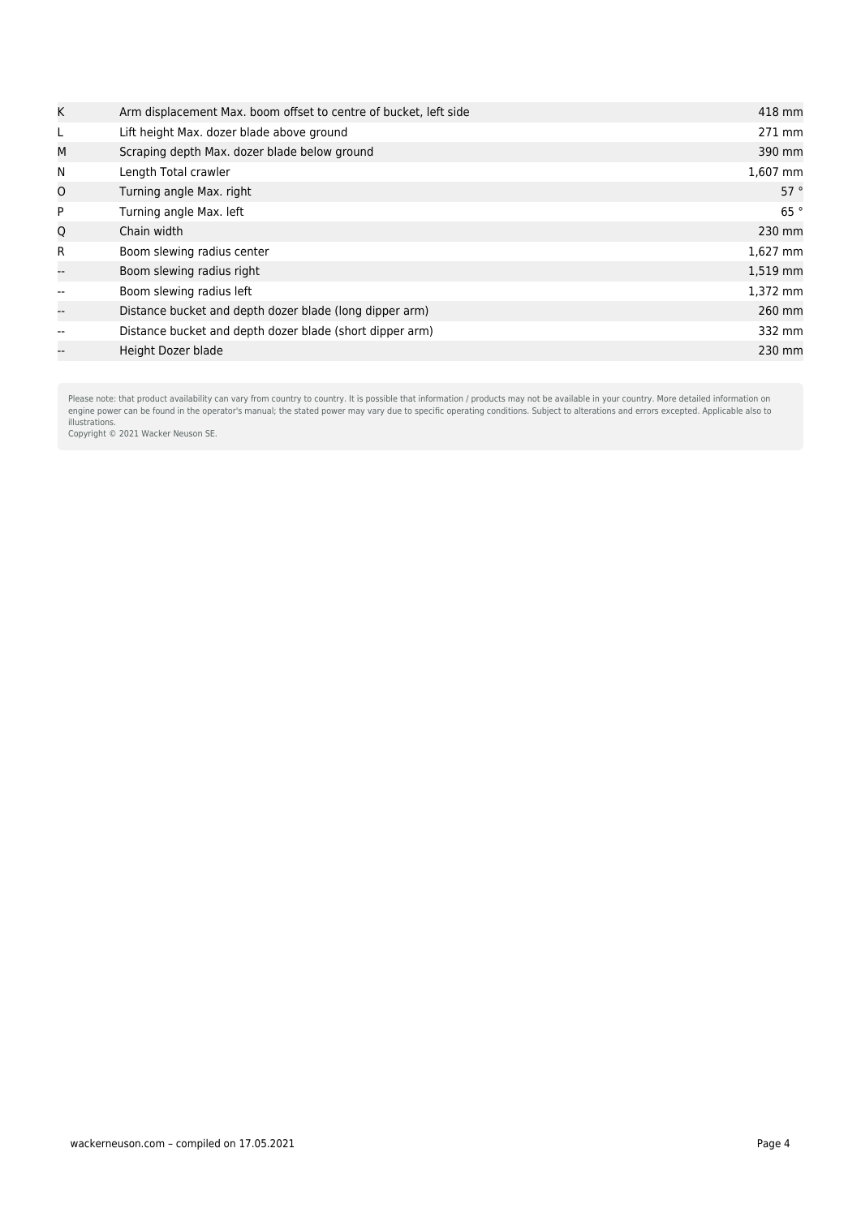| | | |
|---|---|---|
| K | Arm displacement Max. boom offset to centre of bucket, left side | 418 mm |
| L | Lift height Max. dozer blade above ground | 271 mm |
| M | Scraping depth Max. dozer blade below ground | 390 mm |
| N | Length Total crawler | 1,607 mm |
| O | Turning angle Max. right | 57 ° |
| P | Turning angle Max. left | 65 ° |
| Q | Chain width | 230 mm |
| R | Boom slewing radius center | 1,627 mm |
| -- | Boom slewing radius right | 1,519 mm |
| -- | Boom slewing radius left | 1,372 mm |
| -- | Distance bucket and depth dozer blade (long dipper arm) | 260 mm |
| -- | Distance bucket and depth dozer blade (short dipper arm) | 332 mm |
| -- | Height Dozer blade | 230 mm |

Please note: that product availability can vary from country to country. It is possible that information / products may not be available in your country. More detailed information on engine power can be found in the operator's manual; the stated power may vary due to specific operating conditions. Subject to alterations and errors excepted. Applicable also to illustrations.
Copyright © 2021 Wacker Neuson SE.

wackerneuson.com – compiled on 17.05.2021